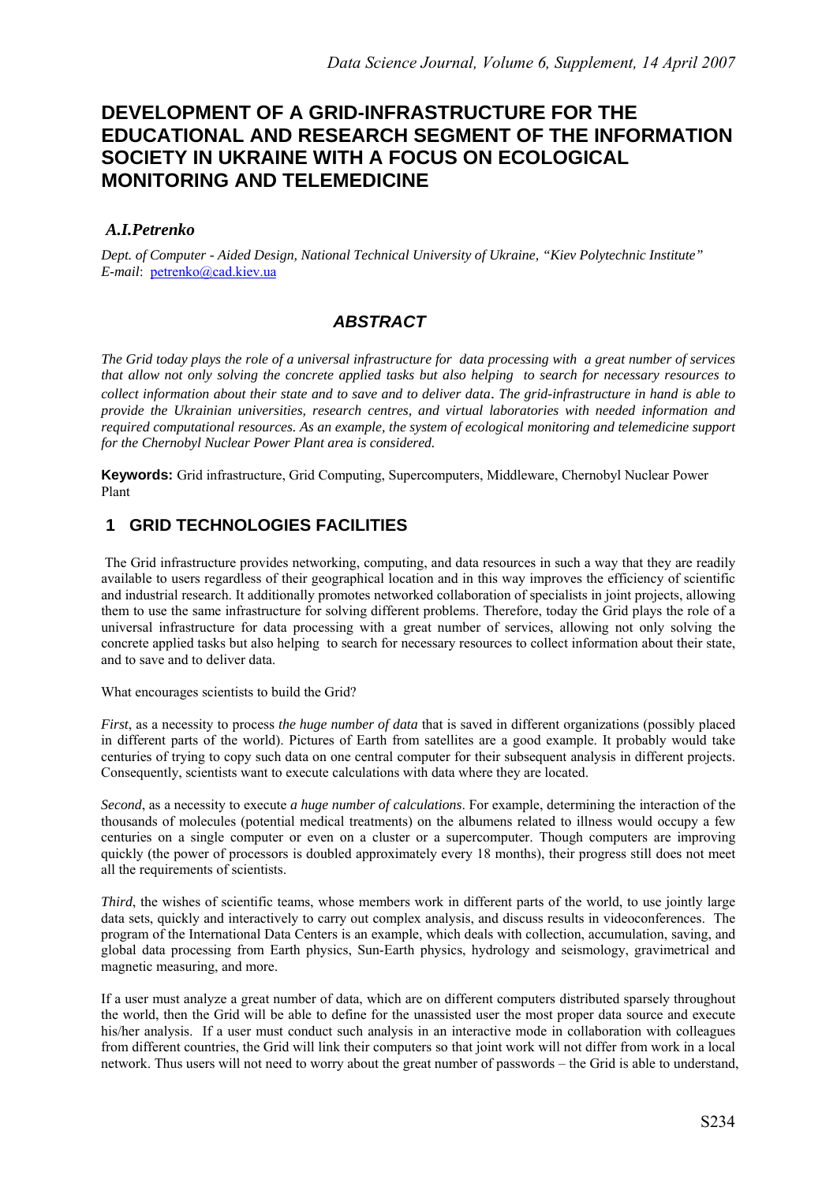# DEVELOPMENT OF A GRID-INFRASTRUCTURE FOR THE EDUCATIONAL AND RESEARCH SEGMENT OF THE INFORMATION SOCIETY IN UKRAINE WITH A FOCUS ON ECOLOGICAL MONITORING AND TELEMEDICINE

***A.I.Petrenko***

*Dept. of Computer - Aided Design, National Technical University of Ukraine, "Kiev Polytechnic Institute"*
*E-mail*: petrenko@cad.kiev.ua

## *ABSTRACT*

*The Grid today plays the role of a universal infrastructure for data processing with a great number of services that allow not only solving the concrete applied tasks but also helping to search for necessary resources to collect information about their state and to save and to deliver data. The grid-infrastructure in hand is able to provide the Ukrainian universities, research centres, and virtual laboratories with needed information and required computational resources. As an example, the system of ecological monitoring and telemedicine support for the Chernobyl Nuclear Power Plant area is considered.*

**Keywords:** Grid infrastructure, Grid Computing, Supercomputers, Middleware, Chernobyl Nuclear Power Plant

## 1 GRID TECHNOLOGIES FACILITIES

The Grid infrastructure provides networking, computing, and data resources in such a way that they are readily available to users regardless of their geographical location and in this way improves the efficiency of scientific and industrial research. It additionally promotes networked collaboration of specialists in joint projects, allowing them to use the same infrastructure for solving different problems. Therefore, today the Grid plays the role of a universal infrastructure for data processing with a great number of services, allowing not only solving the concrete applied tasks but also helping to search for necessary resources to collect information about their state, and to save and to deliver data.

What encourages scientists to build the Grid?

*First*, as a necessity to process *the huge number of data* that is saved in different organizations (possibly placed in different parts of the world). Pictures of Earth from satellites are a good example. It probably would take centuries of trying to copy such data on one central computer for their subsequent analysis in different projects. Consequently, scientists want to execute calculations with data where they are located.

*Second*, as a necessity to execute *a huge number of calculations*. For example, determining the interaction of the thousands of molecules (potential medical treatments) on the albumens related to illness would occupy a few centuries on a single computer or even on a cluster or a supercomputer. Though computers are improving quickly (the power of processors is doubled approximately every 18 months), their progress still does not meet all the requirements of scientists.

*Third*, the wishes of scientific teams, whose members work in different parts of the world, to use jointly large data sets, quickly and interactively to carry out complex analysis, and discuss results in videoconferences. The program of the International Data Centers is an example, which deals with collection, accumulation, saving, and global data processing from Earth physics, Sun-Earth physics, hydrology and seismology, gravimetrical and magnetic measuring, and more.

If a user must analyze a great number of data, which are on different computers distributed sparsely throughout the world, then the Grid will be able to define for the unassisted user the most proper data source and execute his/her analysis. If a user must conduct such analysis in an interactive mode in collaboration with colleagues from different countries, the Grid will link their computers so that joint work will not differ from work in a local network. Thus users will not need to worry about the great number of passwords – the Grid is able to understand,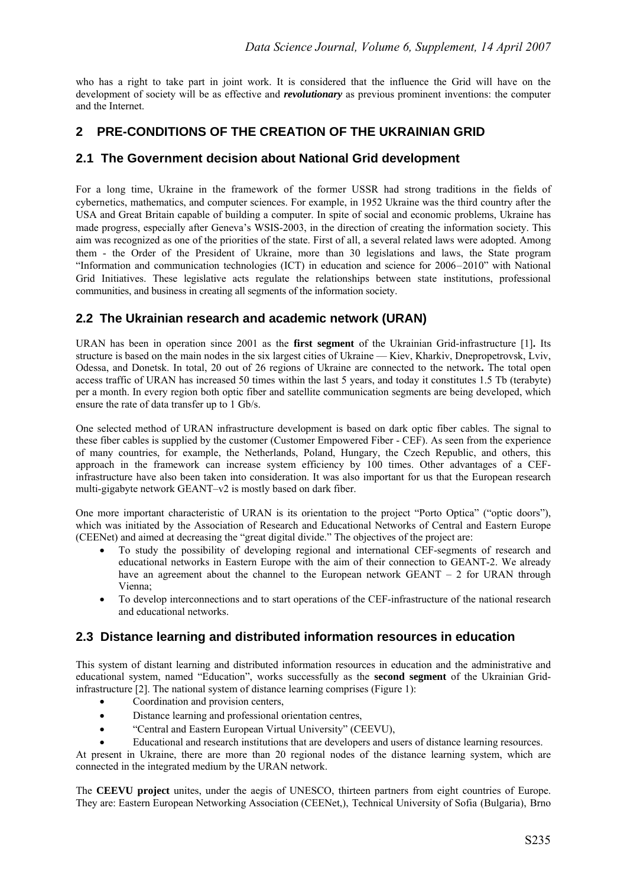who has a right to take part in joint work. It is considered that the influence the Grid will have on the development of society will be as effective and ***revolutionary*** as previous prominent inventions: the computer and the Internet.

## 2 PRE-CONDITIONS OF THE CREATION OF THE UKRAINIAN GRID

### 2.1 The Government decision about National Grid development

For a long time, Ukraine in the framework of the former USSR had strong traditions in the fields of cybernetics, mathematics, and computer sciences. For example, in 1952 Ukraine was the third country after the USA and Great Britain capable of building a computer. In spite of social and economic problems, Ukraine has made progress, especially after Geneva's WSIS-2003, in the direction of creating the information society. This aim was recognized as one of the priorities of the state. First of all, a several related laws were adopted. Among them - the Order of the President of Ukraine, more than 30 legislations and laws, the State program "Information and communication technologies (ICT) in education and science for 2006–2010" with National Grid Initiatives. These legislative acts regulate the relationships between state institutions, professional communities, and business in creating all segments of the information society.

### 2.2 The Ukrainian research and academic network (URAN)

URAN has been in operation since 2001 as the **first segment** of the Ukrainian Grid-infrastructure [1]**.** Its structure is based on the main nodes in the six largest cities of Ukraine — Kiev, Kharkiv, Dnepropetrovsk, Lviv, Odessa, and Donetsk. In total, 20 out of 26 regions of Ukraine are connected to the network**.** The total open access traffic of URAN has increased 50 times within the last 5 years, and today it constitutes 1.5 Tb (terabyte) per a month. In every region both optic fiber and satellite communication segments are being developed, which ensure the rate of data transfer up to 1 Gb/s.

One selected method of URAN infrastructure development is based on dark optic fiber cables. The signal to these fiber cables is supplied by the customer (Customer Empowered Fiber - CEF). As seen from the experience of many countries, for example, the Netherlands, Poland, Hungary, the Czech Republic, and others, this approach in the framework can increase system efficiency by 100 times. Other advantages of a CEF-infrastructure have also been taken into consideration. It was also important for us that the European research multi-gigabyte network GEANT–v2 is mostly based on dark fiber.

One more important characteristic of URAN is its orientation to the project "Porto Optica" ("optic doors"), which was initiated by the Association of Research and Educational Networks of Central and Eastern Europe (CEENet) and aimed at decreasing the "great digital divide." The objectives of the project are:

- To study the possibility of developing regional and international CEF-segments of research and educational networks in Eastern Europe with the aim of their connection to GEANT-2. We already have an agreement about the channel to the European network GEANT – 2 for URAN through Vienna;
- To develop interconnections and to start operations of the CEF-infrastructure of the national research and educational networks.

### 2.3 Distance learning and distributed information resources in education

This system of distant learning and distributed information resources in education and the administrative and educational system, named "Education", works successfully as the **second segment** of the Ukrainian Grid-infrastructure [2]. The national system of distance learning comprises (Figure 1):

- Coordination and provision centers,
- Distance learning and professional orientation centres,
- "Central and Eastern European Virtual University" (CEEVU),
- Educational and research institutions that are developers and users of distance learning resources.

At present in Ukraine, there are more than 20 regional nodes of the distance learning system, which are connected in the integrated medium by the URAN network.

The **CEEVU project** unites, under the aegis of UNESCO, thirteen partners from eight countries of Europe. They are: Eastern European Networking Association (CEENet,), Technical University of Sofia (Bulgaria), Brno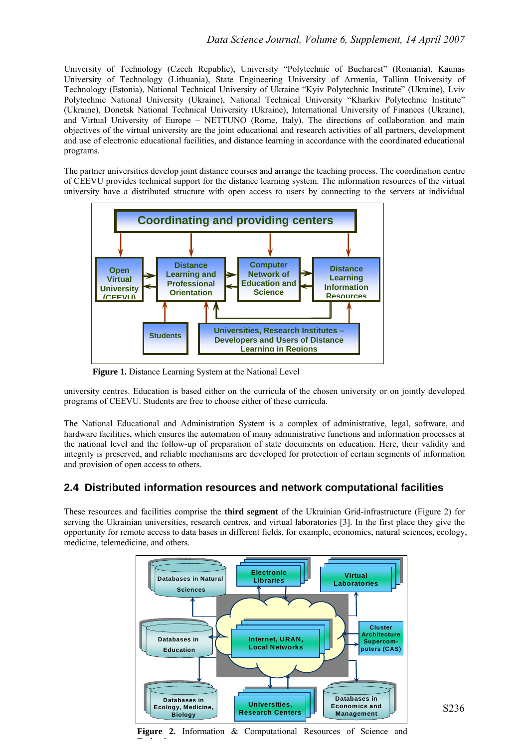University of Technology (Czech Republic), University "Polytechnic of Bucharest" (Romania), Kaunas University of Technology (Lithuania), State Engineering University of Armenia, Tallinn University of Technology (Estonia), National Technical University of Ukraine "Kyiv Polytechnic Institute" (Ukraine), Lviv Polytechnic National University (Ukraine), National Technical University "Kharkiv Polytechnic Institute" (Ukraine), Donetsk National Technical University (Ukraine), International University of Finances (Ukraine), and Virtual University of Europe – NETTUNO (Rome, Italy). The directions of collaboration and main objectives of the virtual university are the joint educational and research activities of all partners, development and use of electronic educational facilities, and distance learning in accordance with the coordinated educational programs.

The partner universities develop joint distance courses and arrange the teaching process. The coordination centre of CEEVU provides technical support for the distance learning system. The information resources of the virtual university have a distributed structure with open access to users by connecting to the servers at individual university centres. Education is based either on the curricula of the chosen university or on jointly developed programs of CEEVU. Students are free to choose either of these curricula.

**Figure 1.** Distance Learning System at the National Level

The National Educational and Administration System is a complex of administrative, legal, software, and hardware facilities, which ensures the automation of many administrative functions and information processes at the national level and the follow-up of preparation of state documents on education. Here, their validity and integrity is preserved, and reliable mechanisms are developed for protection of certain segments of information and provision of open access to others.

## 2.4 Distributed information resources and network computational facilities

These resources and facilities comprise the **third segment** of the Ukrainian Grid-infrastructure (Figure 2) for serving the Ukrainian universities, research centres, and virtual laboratories [3]. In the first place they give the opportunity for remote access to data bases in different fields, for example, economics, natural sciences, ecology, medicine, telemedicine, and others.

**Figure 2.** Information & Computational Resources of Science and Technology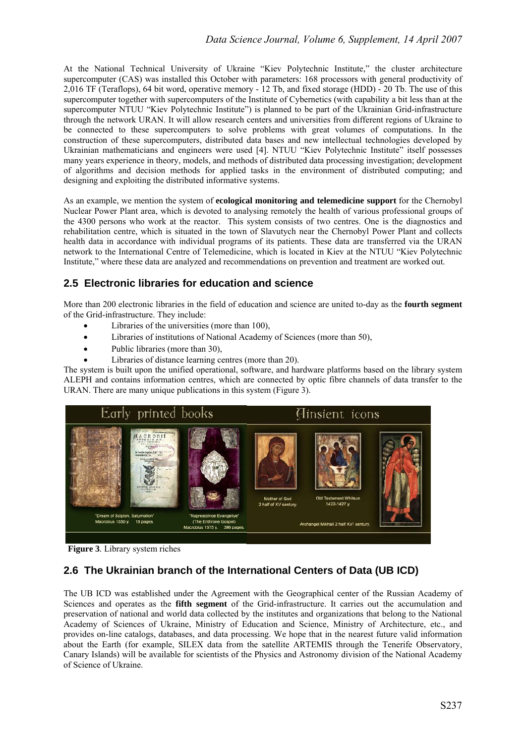At the National Technical University of Ukraine "Kiev Polytechnic Institute," the cluster architecture supercomputer (CAS) was installed this October with parameters: 168 processors with general productivity of 2,016 TF (Teraflops), 64 bit word, operative memory - 12 Tb, and fixed storage (HDD) - 20 Tb. The use of this supercomputer together with supercomputers of the Institute of Cybernetics (with capability a bit less than at the supercomputer NTUU "Kiev Polytechnic Institute") is planned to be part of the Ukrainian Grid-infrastructure through the network URAN. It will allow research centers and universities from different regions of Ukraine to be connected to these supercomputers to solve problems with great volumes of computations. In the construction of these supercomputers, distributed data bases and new intellectual technologies developed by Ukrainian mathematicians and engineers were used [4]. NTUU "Kiev Polytechnic Institute" itself possesses many years experience in theory, models, and methods of distributed data processing investigation; development of algorithms and decision methods for applied tasks in the environment of distributed computing; and designing and exploiting the distributed informative systems.

As an example, we mention the system of **ecological monitoring and telemedicine support** for the Chernobyl Nuclear Power Plant area, which is devoted to analysing remotely the health of various professional groups of the 4300 persons who work at the reactor. This system consists of two centres. One is the diagnostics and rehabilitation centre, which is situated in the town of Slavutych near the Chernobyl Power Plant and collects health data in accordance with individual programs of its patients. These data are transferred via the URAN network to the International Centre of Telemedicine, which is located in Kiev at the NTUU "Kiev Polytechnic Institute," where these data are analyzed and recommendations on prevention and treatment are worked out.

## 2.5 Electronic libraries for education and science

More than 200 electronic libraries in the field of education and science are united to-day as the **fourth segment** of the Grid-infrastructure. They include:

- Libraries of the universities (more than 100),
- Libraries of institutions of National Academy of Sciences (more than 50),
- Public libraries (more than 30),
- Libraries of distance learning centres (more than 20).

The system is built upon the unified operational, software, and hardware platforms based on the library system ALEPH and contains information centres, which are connected by optic fibre channels of data transfer to the URAN. There are many unique publications in this system (Figure 3).

**Figure 3**. Library system riches

## 2.6 The Ukrainian branch of the International Centers of Data (UB ICD)

The UB ICD was established under the Agreement with the Geographical center of the Russian Academy of Sciences and operates as the **fifth segment** of the Grid-infrastructure. It carries out the accumulation and preservation of national and world data collected by the institutes and organizations that belong to the National Academy of Sciences of Ukraine, Ministry of Education and Science, Ministry of Architecture, etc., and provides on-line catalogs, databases, and data processing. We hope that in the nearest future valid information about the Earth (for example, SILEX data from the satellite ARTEMIS through the Tenerife Observatory, Canary Islands) will be available for scientists of the Physics and Astronomy division of the National Academy of Science of Ukraine.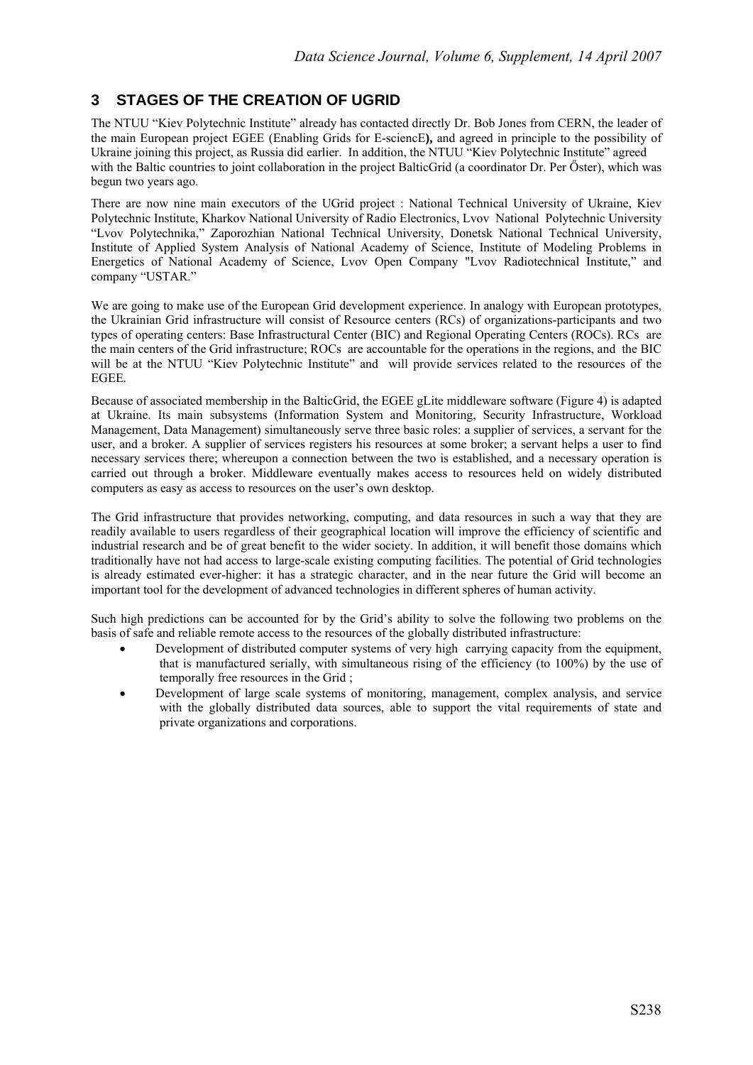## 3 STAGES OF THE CREATION OF UGRID

The NTUU "Kiev Polytechnic Institute" already has contacted directly Dr. Bob Jones from CERN, the leader of the main European project EGEE (Enabling Grids for E-sciencE**),** and agreed in principle to the possibility of Ukraine joining this project, as Russia did earlier. In addition, the NTUU "Kiev Polytechnic Institute" agreed with the Baltic countries to joint collaboration in the project BalticGrid (a coordinator Dr. Per Őster), which was begun two years ago.

There are now nine main executors of the UGrid project : National Technical University of Ukraine, Kiev Polytechnic Institute, Kharkov National University of Radio Electronics, Lvov National Polytechnic University "Lvov Polytechnika," Zaporozhian National Technical University, Donetsk National Technical University, Institute of Applied System Analysis of National Academy of Science, Institute of Modeling Problems in Energetics of National Academy of Science, Lvov Open Company "Lvov Radiotechnical Institute," and company "USTAR."

We are going to make use of the European Grid development experience. In analogy with European prototypes, the Ukrainian Grid infrastructure will consist of Resource centers (RCs) of organizations-participants and two types of operating centers: Base Infrastructural Center (BIC) and Regional Operating Centers (ROCs). RCs are the main centers of the Grid infrastructure; ROCs are accountable for the operations in the regions, and the BIC will be at the NTUU "Kiev Polytechnic Institute" and will provide services related to the resources of the EGEE.

Because of associated membership in the BalticGrid, the EGEE gLite middleware software (Figure 4) is adapted at Ukraine. Its main subsystems (Information System and Monitoring, Security Infrastructure, Workload Management, Data Management) simultaneously serve three basic roles: a supplier of services, a servant for the user, and a broker. A supplier of services registers his resources at some broker; a servant helps a user to find necessary services there; whereupon a connection between the two is established, and a necessary operation is carried out through a broker. Middleware eventually makes access to resources held on widely distributed computers as easy as access to resources on the user's own desktop.

The Grid infrastructure that provides networking, computing, and data resources in such a way that they are readily available to users regardless of their geographical location will improve the efficiency of scientific and industrial research and be of great benefit to the wider society. In addition, it will benefit those domains which traditionally have not had access to large-scale existing computing facilities. The potential of Grid technologies is already estimated ever-higher: it has a strategic character, and in the near future the Grid will become an important tool for the development of advanced technologies in different spheres of human activity.

Such high predictions can be accounted for by the Grid's ability to solve the following two problems on the basis of safe and reliable remote access to the resources of the globally distributed infrastructure:

- Development of distributed computer systems of very high carrying capacity from the equipment, that is manufactured serially, with simultaneous rising of the efficiency (to 100%) by the use of temporally free resources in the Grid ;
- Development of large scale systems of monitoring, management, complex analysis, and service with the globally distributed data sources, able to support the vital requirements of state and private organizations and corporations.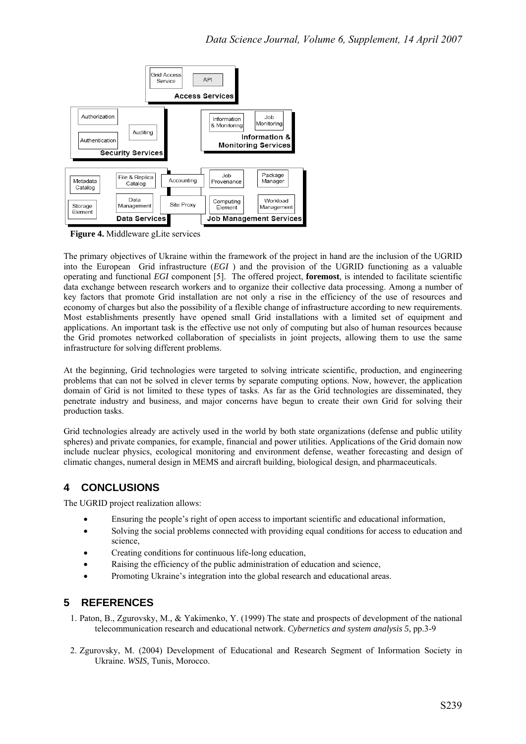**Figure 4.** Middleware gLite services

The primary objectives of Ukraine within the framework of the project in hand are the inclusion of the UGRID into the European Grid infrastructure (*EGI* ) and the provision of the UGRID functioning as a valuable operating and functional *EGI* component [5]. The offered project, **foremost**, is intended to facilitate scientific data exchange between research workers and to organize their collective data processing. Among a number of key factors that promote Grid installation are not only a rise in the efficiency of the use of resources and economy of charges but also the possibility of a flexible change of infrastructure according to new requirements. Most establishments presently have opened small Grid installations with a limited set of equipment and applications. An important task is the effective use not only of computing but also of human resources because the Grid promotes networked collaboration of specialists in joint projects, allowing them to use the same infrastructure for solving different problems.

At the beginning, Grid technologies were targeted to solving intricate scientific, production, and engineering problems that can not be solved in clever terms by separate computing options. Now, however, the application domain of Grid is not limited to these types of tasks. As far as the Grid technologies are disseminated, they penetrate industry and business, and major concerns have begun to create their own Grid for solving their production tasks.

Grid technologies already are actively used in the world by both state organizations (defense and public utility spheres) and private companies, for example, financial and power utilities. Applications of the Grid domain now include nuclear physics, ecological monitoring and environment defense, weather forecasting and design of climatic changes, numeral design in MEMS and aircraft building, biological design, and pharmaceuticals.

## 4 CONCLUSIONS

The UGRID project realization allows:

- Ensuring the people's right of open access to important scientific and educational information,
- Solving the social problems connected with providing equal conditions for access to education and science,
- Creating conditions for continuous life-long education,
- Raising the efficiency of the public administration of education and science,
- Promoting Ukraine's integration into the global research and educational areas.

## 5 REFERENCES

1. Paton, B., Zgurovsky, M., & Yakimenko, Y. (1999) The state and prospects of development of the national telecommunication research and educational network. *Cybernetics and system analysis 5*, pp.3-9

2. Zgurovsky, M. (2004) Development of Educational and Research Segment of Information Society in Ukraine. *WSIS,* Tunis, Morocco.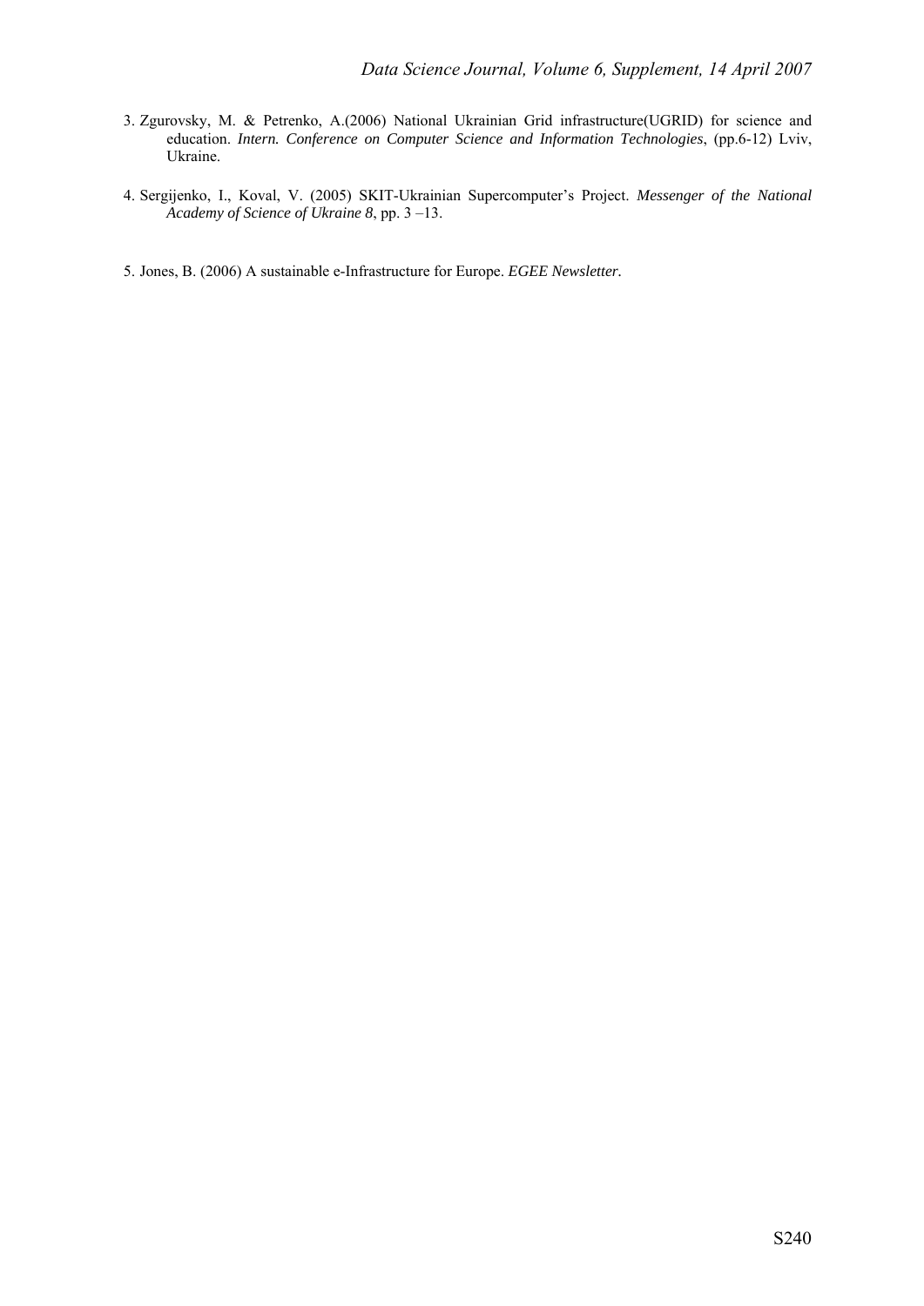3. Zgurovsky, M. & Petrenko, A.(2006) National Ukrainian Grid infrastructure(UGRID) for science and education. *Intern. Conference on Computer Science and Information Technologies*, (pp.6-12) Lviv, Ukraine.

4. Sergijenko, I., Koval, V. (2005) SKIT-Ukrainian Supercomputer's Project. *Messenger of the National Academy of Science of Ukraine 8*, pp. 3 –13.

5. Jones, B. (2006) A sustainable e-Infrastructure for Europe. *EGEE Newsletter*.